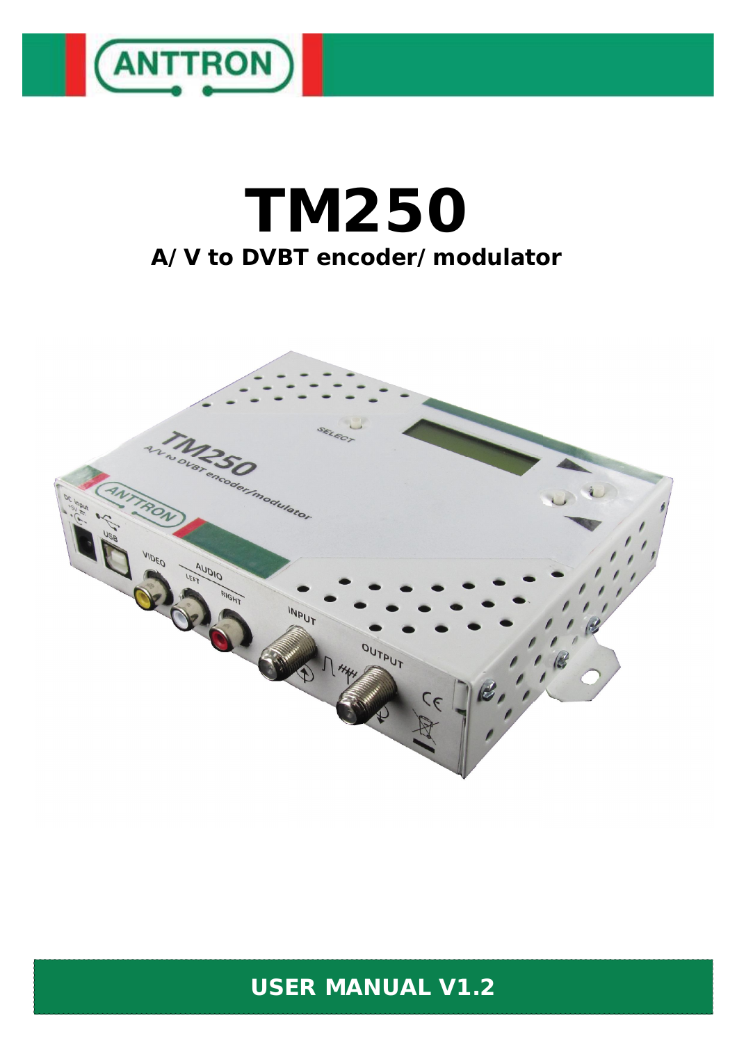ANTTRON

# TM250

## A/V to DVBT encoder/modulator

**USER MANUAL V1.2**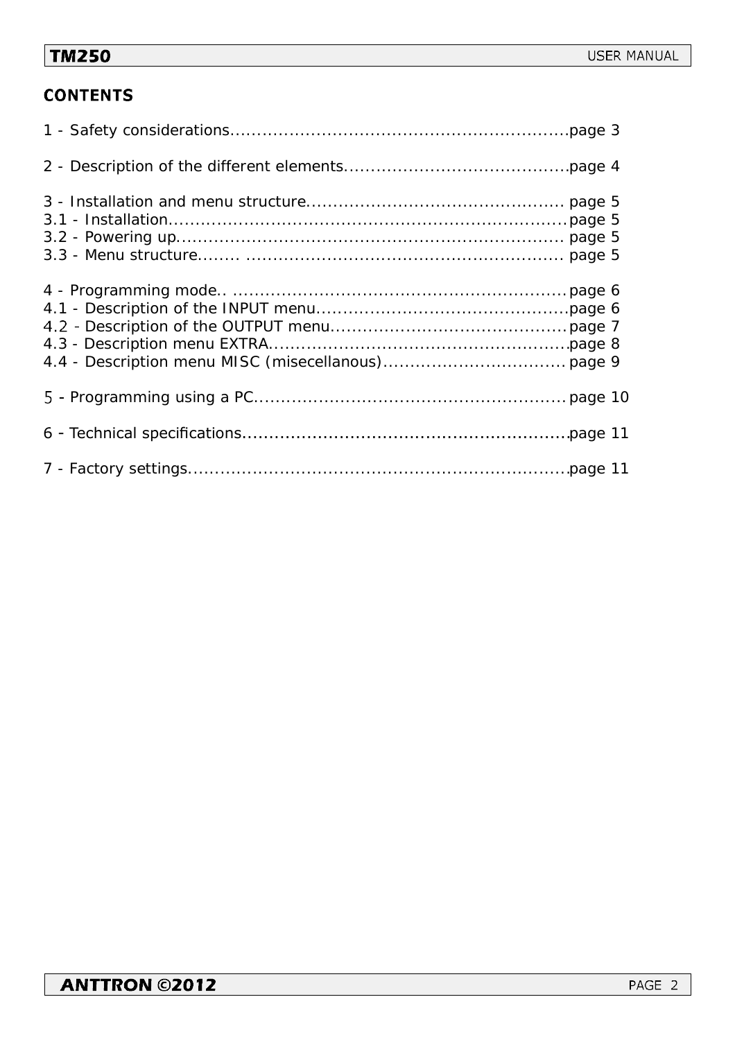# CONTENTS

1 - Safety considerations................................................................page 3

2 - Description of the different elements..........................................page 4

3 - Installation and menu structure................................................ page 5
3.1 - Installation.......................................................................page 5
3.2 - Powering up...................................................................... page 5
3.3 - Menu structure........ ........................................................... page 5

4 - Programming mode.. ..............................................................page 6
4.1 - Description of the INPUT menu...............................................page 6
4.2 - Description of the OUTPUT menu............................................page 7
4.3 - Description menu EXTRA.........................................................page 8
4.4 - Description menu MISC (misecellanous).................................. page 9

5 - Programming using a PC.......................................................... page 10

6 - Technical specifications..............................................................page 11

7 - Factory settings.........................................................................page 11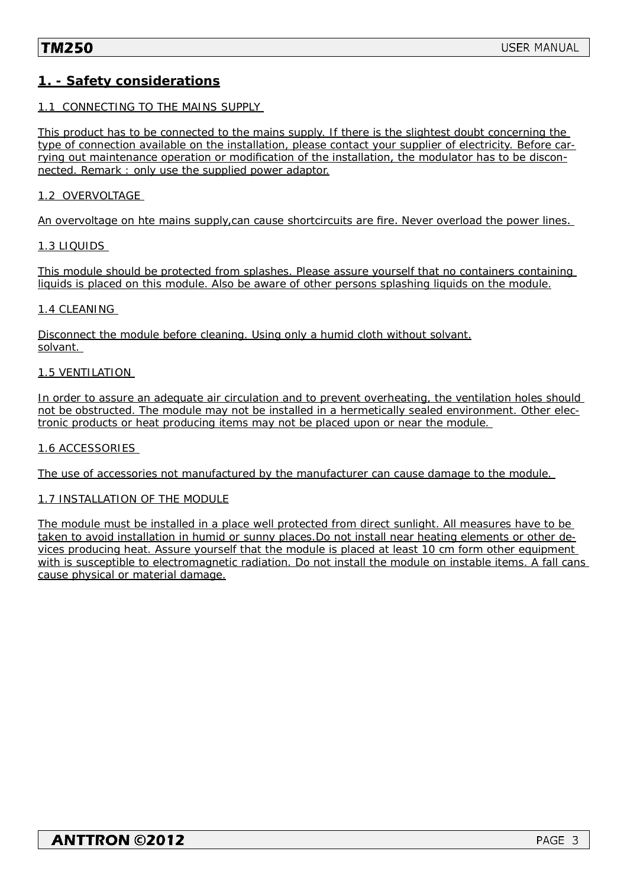# 1. - Safety considerations

1.1 CONNECTING TO THE MAINS SUPPLY

This product has to be connected to the mains supply. If there is the slightest doubt concerning the type of connection available on the installation, please contact your supplier of electricity. Before carrying out maintenance operation or modification of the installation, the modulator has to be disconnected. Remark : only use the supplied power adaptor.

1.2 OVERVOLTAGE

An overvoltage on hte mains supply,can cause shortcircuits are fire. Never overload the power lines.

1.3 LIQUIDS

This module should be protected from splashes. Please assure yourself that no containers containing liquids is placed on this module. Also be aware of other persons splashing liquids on the module.

1.4 CLEANING

Disconnect the module before cleaning. Using only a humid cloth without solvant.
solvant.

1.5 VENTILATION

In order to assure an adequate air circulation and to prevent overheating, the ventilation holes should not be obstructed. The module may not be installed in a hermetically sealed environment. Other electronic products or heat producing items may not be placed upon or near the module.

1.6 ACCESSORIES

The use of accessories not manufactured by the manufacturer can cause damage to the module.

1.7 INSTALLATION OF THE MODULE

The module must be installed in a place well protected from direct sunlight. All measures have to be taken to avoid installation in humid or sunny places.Do not install near heating elements or other devices producing heat. Assure yourself that the module is placed at least 10 cm form other equipment with is susceptible to electromagnetic radiation. Do not install the module on instable items. A fall cans cause physical or material damage.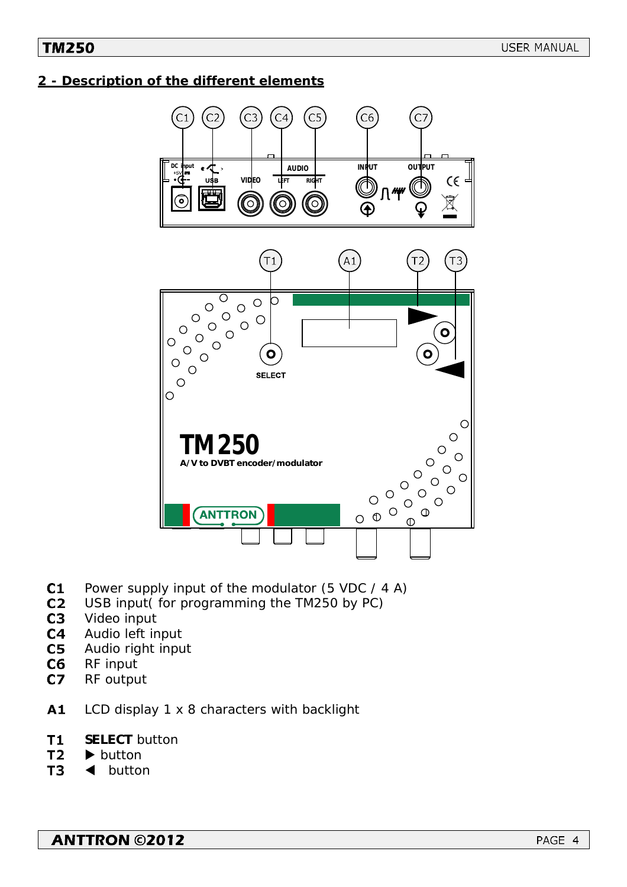## 2 - Description of the different elements

**C1** Power supply input of the modulator (5 VDC / 4 A)
**C2** USB input( for programming the TM250 by PC)
**C3** Video input
**C4** Audio left input
**C5** Audio right input
**C6** RF input
**C7** RF output

**A1** LCD display 1 x 8 characters with backlight

**T1** **SELECT** button
**T2** ▶ button
**T3** ◀ button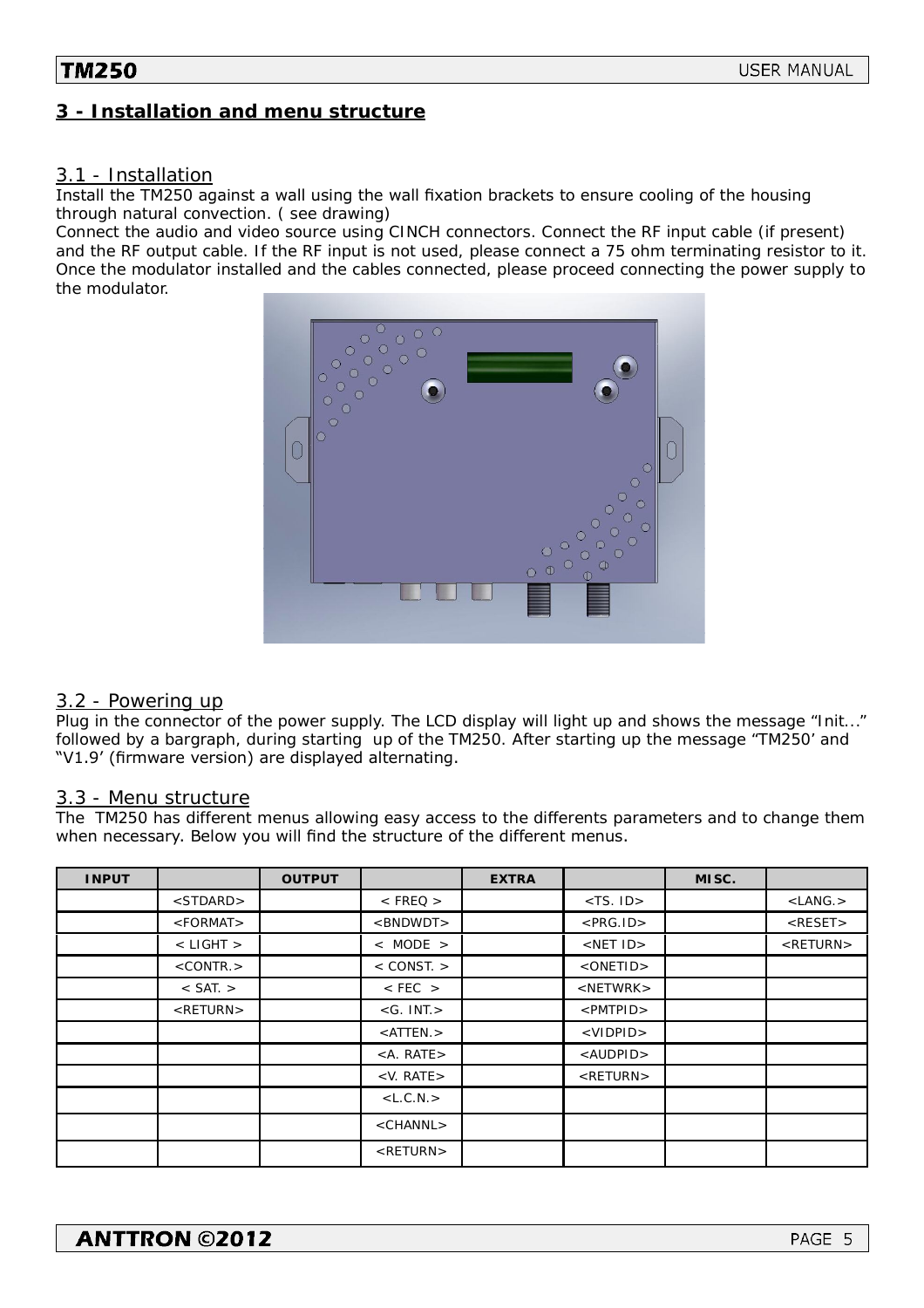# 3 - Installation and menu structure

## 3.1 - Installation

Install the TM250 against a wall using the wall fixation brackets to ensure cooling of the housing through natural convection. ( see drawing)
Connect the audio and video source using CINCH connectors. Connect the RF input cable (if present) and the RF output cable. If the RF input is not used, please connect a 75 ohm terminating resistor to it.
Once the modulator installed and the cables connected, please proceed connecting the power supply to the modulator.

## 3.2 - Powering up

Plug in the connector of the power supply. The LCD display will light up and shows the message "Init..." followed by a bargraph, during starting up of the TM250. After starting up the message "TM250' and "V1.9' (firmware version) are displayed alternating.

## 3.3 - Menu structure

The TM250 has different menus allowing easy access to the differents parameters and to change them when necessary. Below you will find the structure of the different menus.

| INPUT | | OUTPUT | | EXTRA | | MISC. | |
|---|---|---|---|---|---|---|---|
| | <STDARD> | | < FREQ > | | <TS. ID> | | <LANG.> |
| | <FORMAT> | | <BNDWDT> | | <PRG.ID> | | <RESET> |
| | < LIGHT > | | < MODE > | | <NET ID> | | <RETURN> |
| | <CONTR.> | | < CONST. > | | <ONETID> | | |
| | < SAT. > | | < FEC > | | <NETWRK> | | |
| | <RETURN> | | <G. INT.> | | <PMTPID> | | |
| | | | <ATTEN.> | | <VIDPID> | | |
| | | | <A. RATE> | | <AUDPID> | | |
| | | | <V. RATE> | | <RETURN> | | |
| | | | <L.C.N.> | | | | |
| | | | <CHANNL> | | | | |
| | | | <RETURN> | | | | |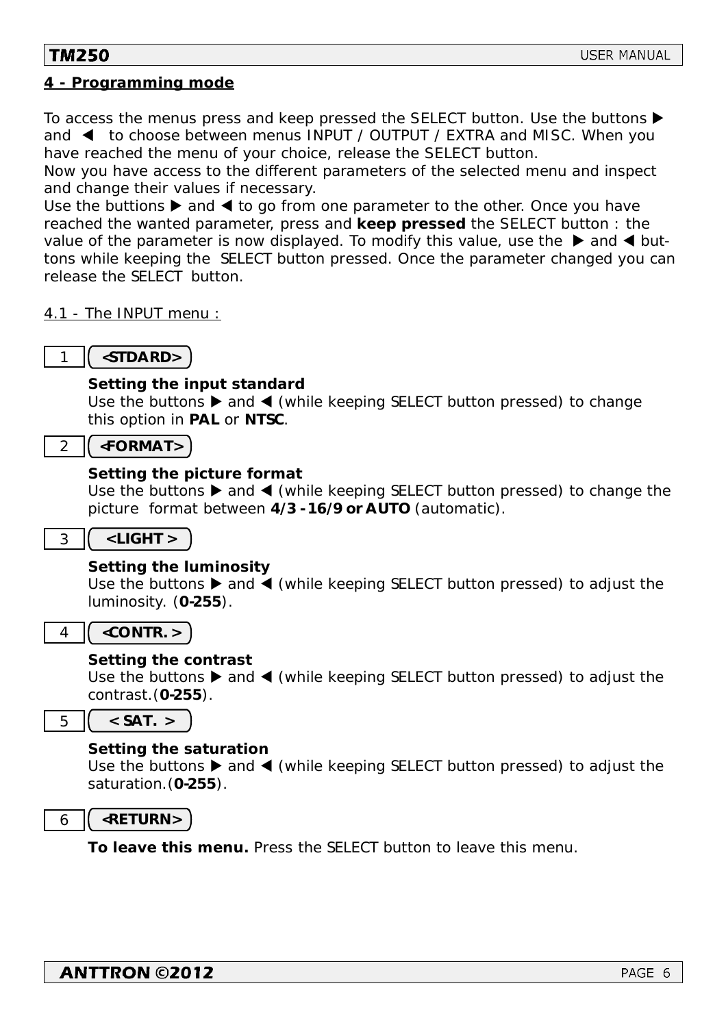## 4 - Programming mode

To access the menus press and keep pressed the SELECT button. Use the buttons ▶ and ◀ to choose between menus INPUT / OUTPUT / EXTRA and MISC. When you have reached the menu of your choice, release the SELECT button.
Now you have access to the different parameters of the selected menu and inspect and change their values if necessary.
Use the buttions ▶ and ◀ to go from one parameter to the other. Once you have reached the wanted parameter, press and **keep pressed** the SELECT button : the value of the parameter is now displayed. To modify this value, use the ▶ and ◀ buttons while keeping the SELECT button pressed. Once the parameter changed you can release the SELECT button.

### 4.1 - The INPUT menu :

1 **<STDARD>**

**Setting the input standard**
Use the buttons ▶ and ◀ (while keeping SELECT button pressed) to change this option in **PAL** or **NTSC**.

2 **<FORMAT>**

**Setting the picture format**
Use the buttons ▶ and ◀ (while keeping SELECT button pressed) to change the picture format between **4/3 - 16/9 or AUTO** (automatic).

3 **<LIGHT >**

**Setting the luminosity**
Use the buttons ▶ and ◀ (while keeping SELECT button pressed) to adjust the luminosity. (**0-255**).

4 **<CONTR. >**

**Setting the contrast**
Use the buttons ▶ and ◀ (while keeping SELECT button pressed) to adjust the contrast.(**0-255**).

5 **< SAT. >**

**Setting the saturation**
Use the buttons ▶ and ◀ (while keeping SELECT button pressed) to adjust the saturation.(**0-255**).

6 **<RETURN>**

**To leave this menu.** Press the SELECT button to leave this menu.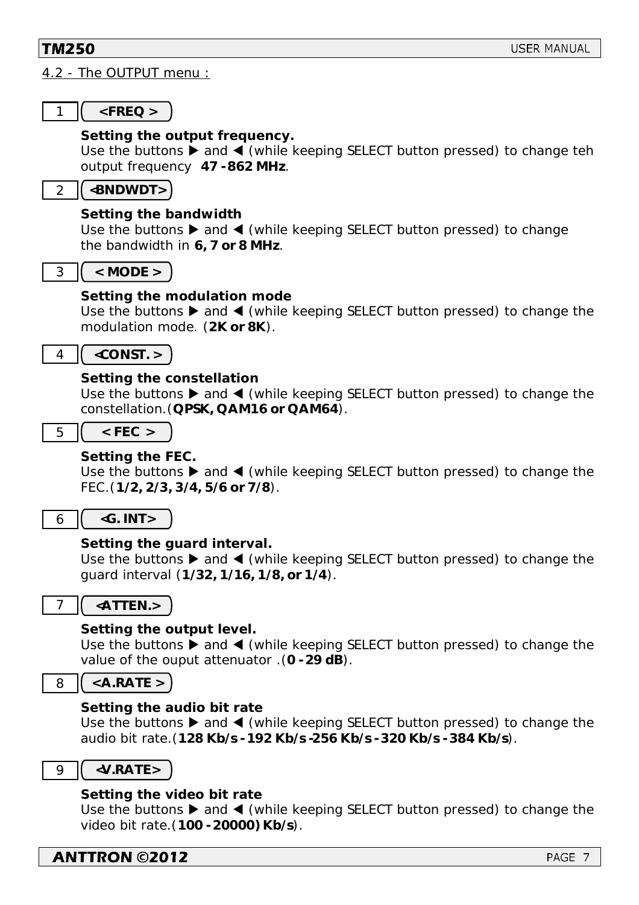4.2 - The OUTPUT menu :

1 **<FREQ >**

**Setting the output frequency.**
Use the buttons ▶ and ◀ (while keeping SELECT button pressed) to change teh output frequency **47 - 862 MHz**.

2 **<BNDWDT>**

**Setting the bandwidth**
Use the buttons ▶ and ◀ (while keeping SELECT button pressed) to change the bandwidth in **6, 7 or 8 MHz**.

3 **< MODE >**

**Setting the modulation mode**
Use the buttons ▶ and ◀ (while keeping SELECT button pressed) to change the modulation mode. (**2K or 8K**).

4 **<CONST. >**

**Setting the constellation**
Use the buttons ▶ and ◀ (while keeping SELECT button pressed) to change the constellation.(**QPSK, QAM16 or QAM64**).

5 **< FEC >**

**Setting the FEC.**
Use the buttons ▶ and ◀ (while keeping SELECT button pressed) to change the FEC.(**1/2, 2/3, 3/4, 5/6 or 7/8**).

6 **<G. INT>**

**Setting the guard interval.**
Use the buttons ▶ and ◀ (while keeping SELECT button pressed) to change the guard interval (**1/32, 1/16, 1/8, or 1/4**).

7 **<ATTEN.>**

**Setting the output level.**
Use the buttons ▶ and ◀ (while keeping SELECT button pressed) to change the value of the ouput attenuator .(**0 - 29 dB**).

8 **<A.RATE >**

**Setting the audio bit rate**
Use the buttons ▶ and ◀ (while keeping SELECT button pressed) to change the audio bit rate.(**128 Kb/s - 192 Kb/s-256 Kb/s - 320 Kb/s - 384 Kb/s**).

9 **<V.RATE>**

**Setting the video bit rate**
Use the buttons ▶ and ◀ (while keeping SELECT button pressed) to change the video bit rate.(**100 - 20000) Kb/s**).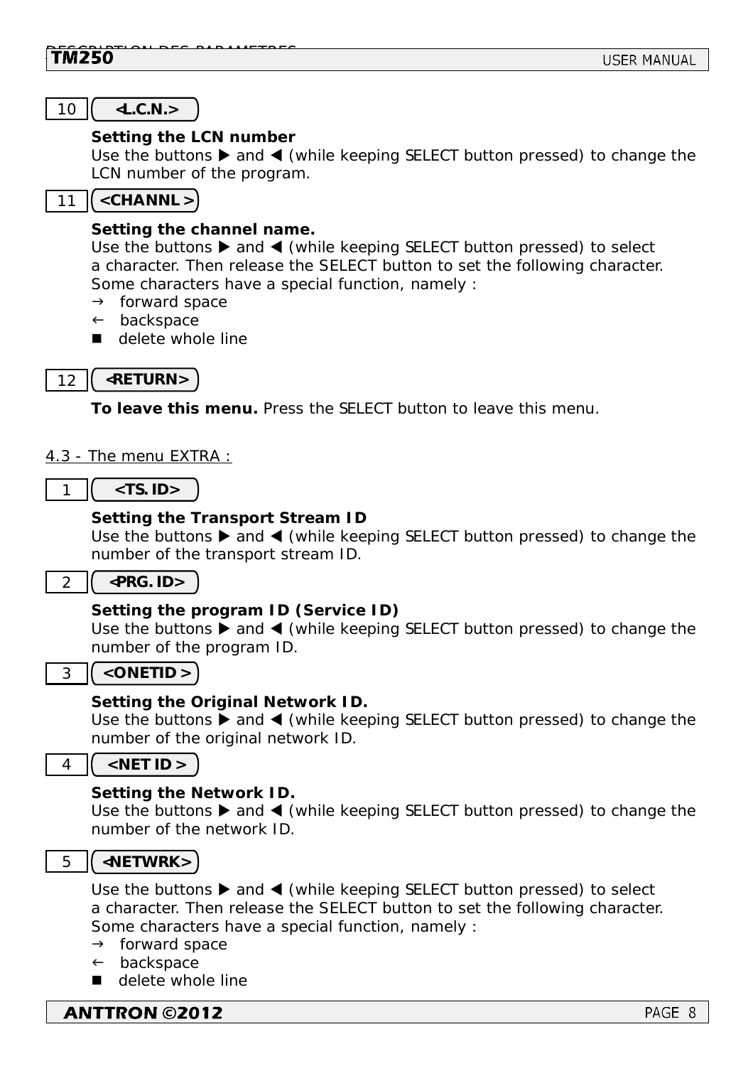10 **<L.C.N.>**

**Setting the LCN number**
Use the buttons ▶ and ◀ (while keeping SELECT button pressed) to change the LCN number of the program.

11 **<CHANNL >**

**Setting the channel name.**
Use the buttons ▶ and ◀ (while keeping SELECT button pressed) to select a character. Then release the SELECT button to set the following character. Some characters have a special function, namely :

- → forward space
- ← backspace
- ■ delete whole line

12 **<RETURN>**

**To leave this menu.** Press the SELECT button to leave this menu.

## 4.3 - The menu EXTRA :

1 **<TS. ID>**

**Setting the Transport Stream ID**
Use the buttons ▶ and ◀ (while keeping SELECT button pressed) to change the number of the transport stream ID.

2 **<PRG. ID>**

**Setting the program ID (Service ID)**
Use the buttons ▶ and ◀ (while keeping SELECT button pressed) to change the number of the program ID.

3 **<ONETID >**

**Setting the Original Network ID.**
Use the buttons ▶ and ◀ (while keeping SELECT button pressed) to change the number of the original network ID.

4 **<NET ID >**

**Setting the Network ID.**
Use the buttons ▶ and ◀ (while keeping SELECT button pressed) to change the number of the network ID.

5 **<NETWRK>**

Use the buttons ▶ and ◀ (while keeping SELECT button pressed) to select a character. Then release the SELECT button to set the following character. Some characters have a special function, namely :

- → forward space
- ← backspace
- ■ delete whole line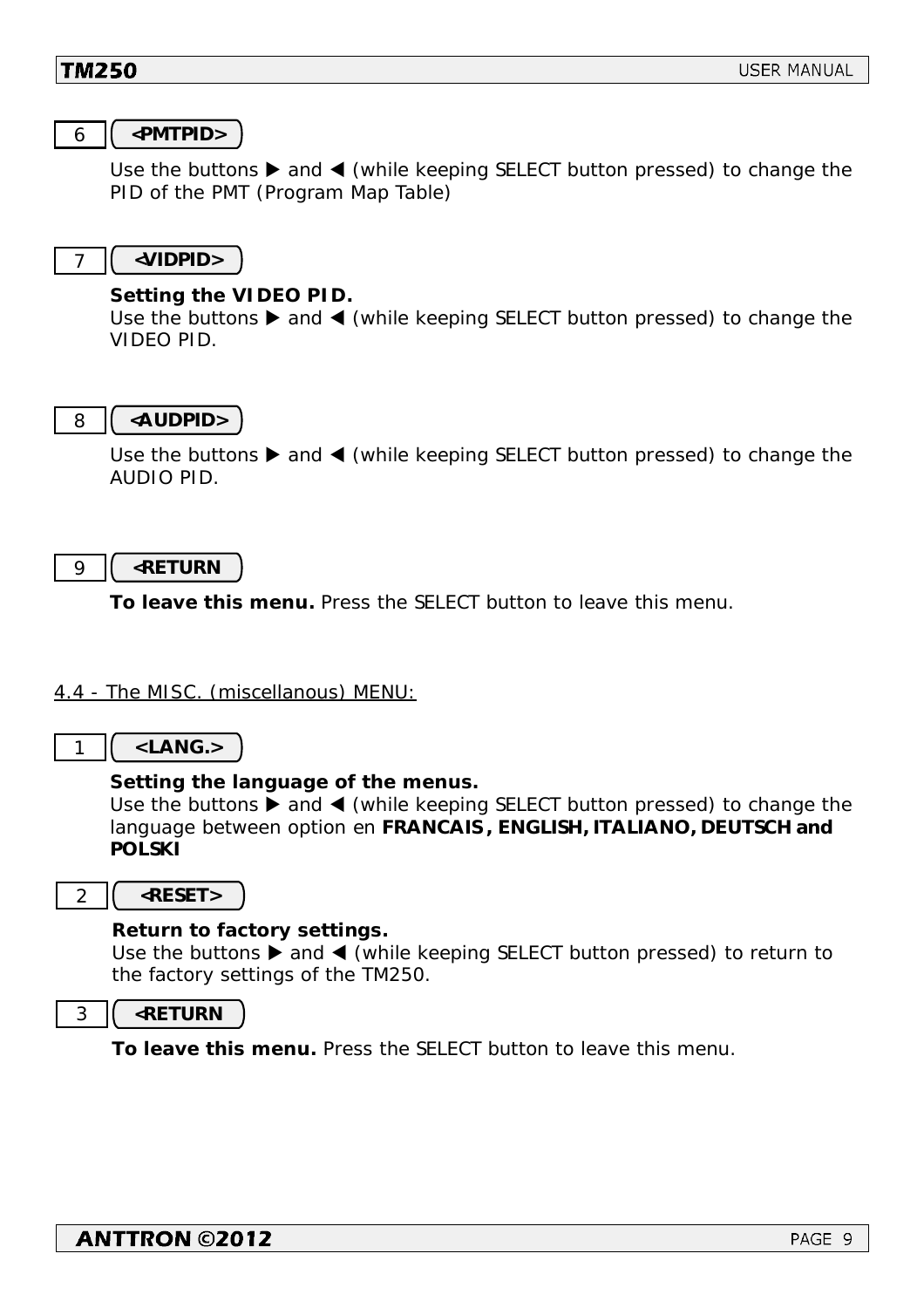6 **<PMTPID>**

Use the buttons ▶ and ◀ (while keeping SELECT button pressed) to change the PID of the PMT (Program Map Table)

7 **<VIDPID>**

**Setting the VIDEO PID.**
Use the buttons ▶ and ◀ (while keeping SELECT button pressed) to change the VIDEO PID.

8 **<AUDPID>**

Use the buttons ▶ and ◀ (while keeping SELECT button pressed) to change the AUDIO PID.

9 **<RETURN**

**To leave this menu.** Press the SELECT button to leave this menu.

## 4.4 - The MISC. (miscellanous) MENU:

1 **<LANG.>**

**Setting the language of the menus.**
Use the buttons ▶ and ◀ (while keeping SELECT button pressed) to change the language between option en **FRANCAIS, ENGLISH, ITALIANO, DEUTSCH and POLSKI**

2 **<RESET>**

**Return to factory settings.**
Use the buttons ▶ and ◀ (while keeping SELECT button pressed) to return to the factory settings of the TM250.

3 **<RETURN**

**To leave this menu.** Press the SELECT button to leave this menu.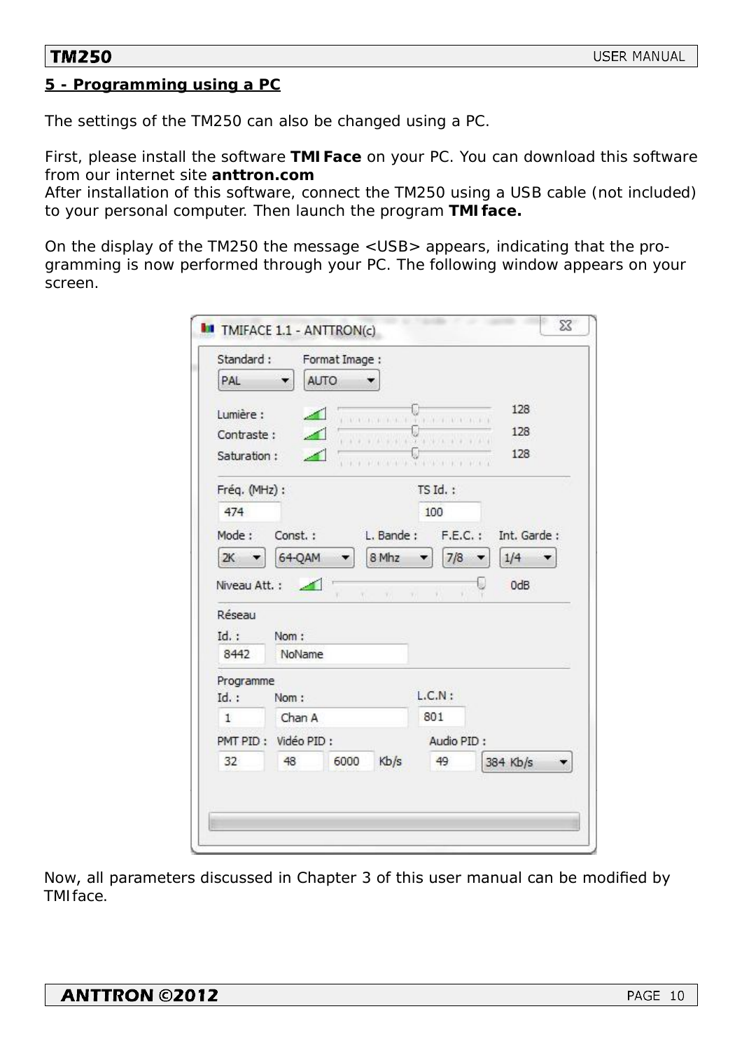## 5 - Programming using a PC

The settings of the TM250 can also be changed using a PC.

First, please install the software **TMIFace** on your PC. You can download this software from our internet site **anttron.com**
After installation of this software, connect the TM250 using a USB cable (not included) to your personal computer. Then launch the program **TMIface.**

On the display of the TM250 the message <USB> appears, indicating that the programming is now performed through your PC. The following window appears on your screen.

Now, all parameters discussed in Chapter 3 of this user manual can be modified by TMIface.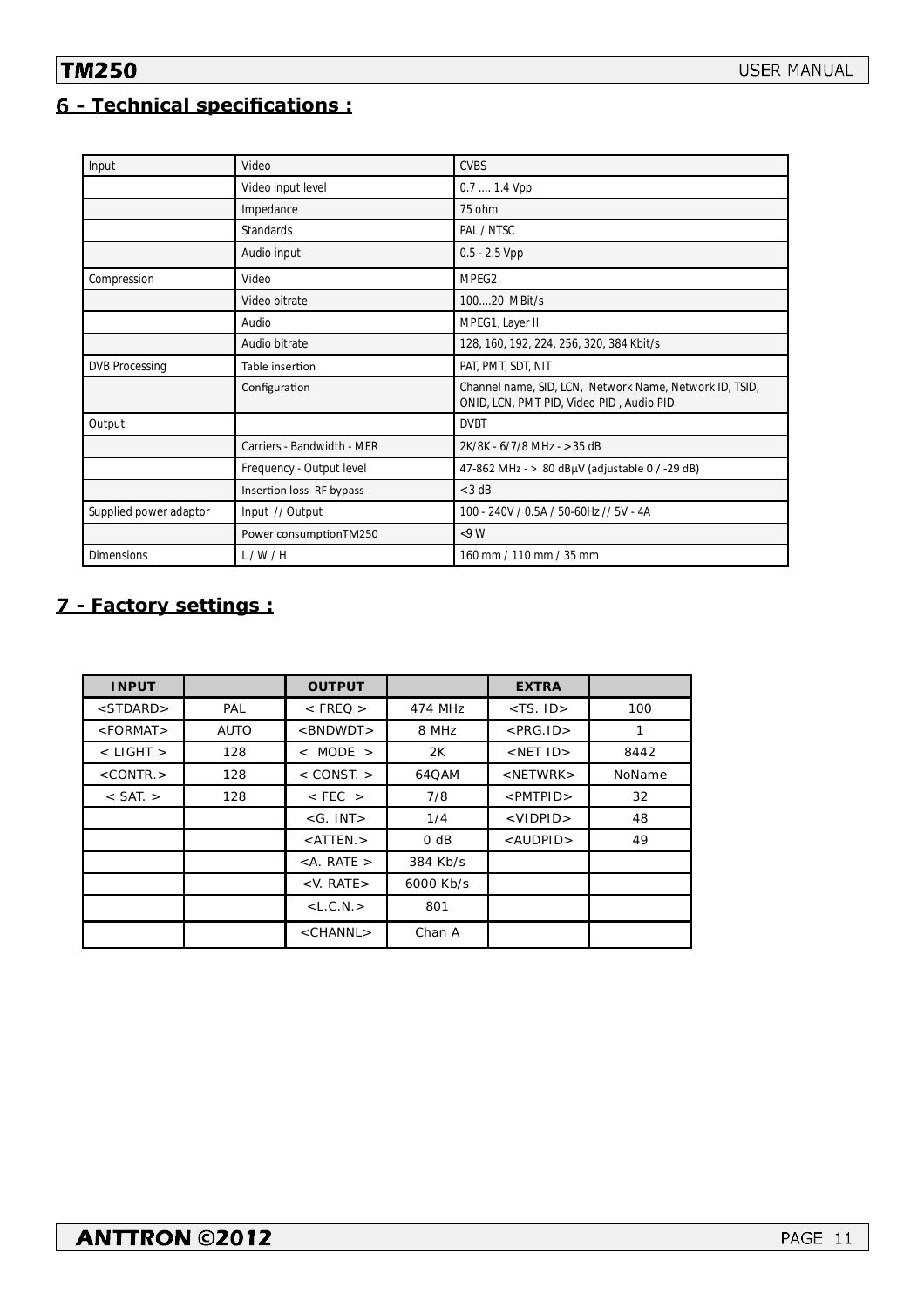## 6 - Technical specifications :

| | | |
|---|---|---|
| Input | Video | CVBS |
| | Video input level | 0.7 .... 1.4 Vpp |
| | Impedance | 75 ohm |
| | Standards | PAL / NTSC |
| | Audio input | 0.5 - 2.5 Vpp |
| Compression | Video | MPEG2 |
| | Video bitrate | 100....20 MBit/s |
| | Audio | MPEG1, Layer II |
| | Audio bitrate | 128, 160, 192, 224, 256, 320, 384 Kbit/s |
| DVB Processing | Table insertion | PAT, PMT, SDT, NIT |
| | Configuration | Channel name, SID, LCN, Network Name, Network ID, TSID, ONID, LCN, PMT PID, Video PID , Audio PID |
| Output | | DVBT |
| | Carriers - Bandwidth - MER | 2K/8K - 6/7/8 MHz - >35 dB |
| | Frequency - Output level | 47-862 MHz - > 80 dBµV (adjustable 0 / -29 dB) |
| | Insertion loss RF bypass | <3 dB |
| Supplied power adaptor | Input // Output | 100 - 240V / 0.5A / 50-60Hz // 5V - 4A |
| | Power consumptionTM250 | <9 W |
| Dimensions | L / W / H | 160 mm / 110 mm / 35 mm |

## 7 - Factory settings :

| INPUT | | OUTPUT | | EXTRA | |
|---|---|---|---|---|---|
| <STDARD> | PAL | < FREQ > | 474 MHz | <TS. ID> | 100 |
| <FORMAT> | AUTO | <BNDWDT> | 8 MHz | <PRG.ID> | 1 |
| < LIGHT > | 128 | < MODE > | 2K | <NET ID> | 8442 |
| <CONTR.> | 128 | < CONST. > | 64QAM | <NETWRK> | NoName |
| < SAT. > | 128 | < FEC > | 7/8 | <PMTPID> | 32 |
| | | <G. INT> | 1/4 | <VIDPID> | 48 |
| | | <ATTEN.> | 0 dB | <AUDPID> | 49 |
| | | <A. RATE > | 384 Kb/s | | |
| | | <V. RATE> | 6000 Kb/s | | |
| | | <L.C.N.> | 801 | | |
| | | <CHANNL> | Chan A | | |